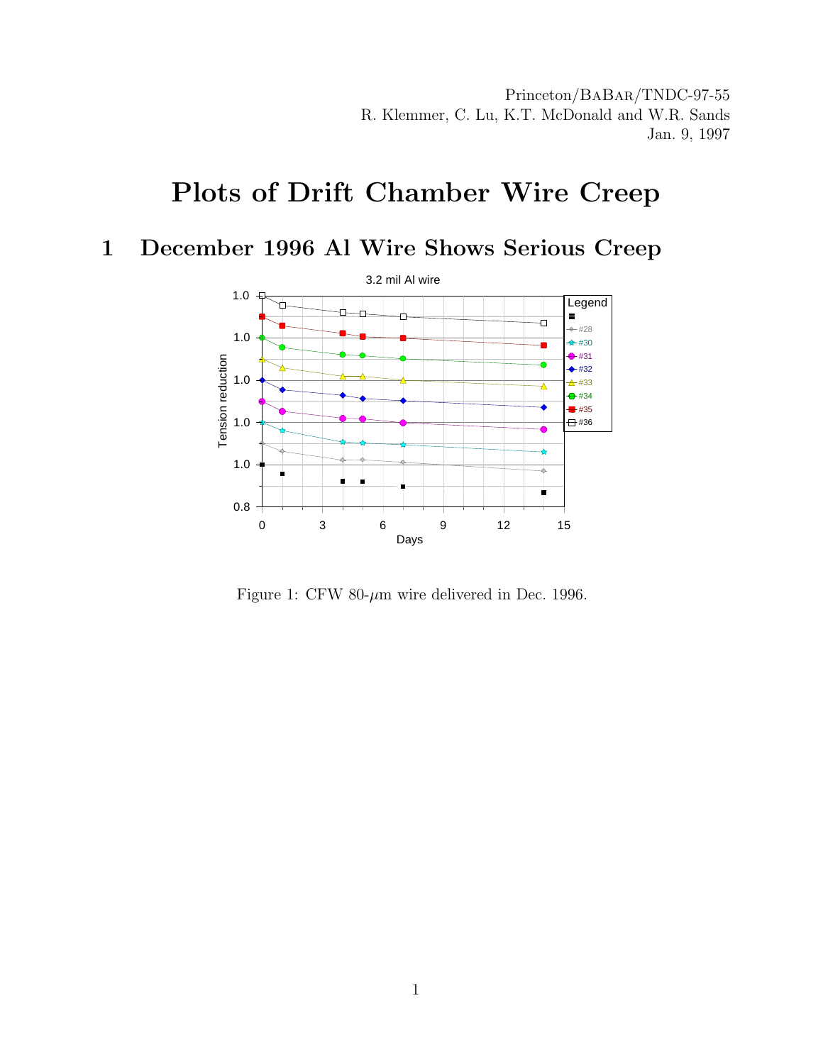Princeton/BaBar/TNDC-97-55
R. Klemmer, C. Lu, K.T. McDonald and W.R. Sands
Jan. 9, 1997

# Plots of Drift Chamber Wire Creep

## 1 December 1996 Al Wire Shows Serious Creep

Figure 1: CFW 80-$\mu$m wire delivered in Dec. 1996.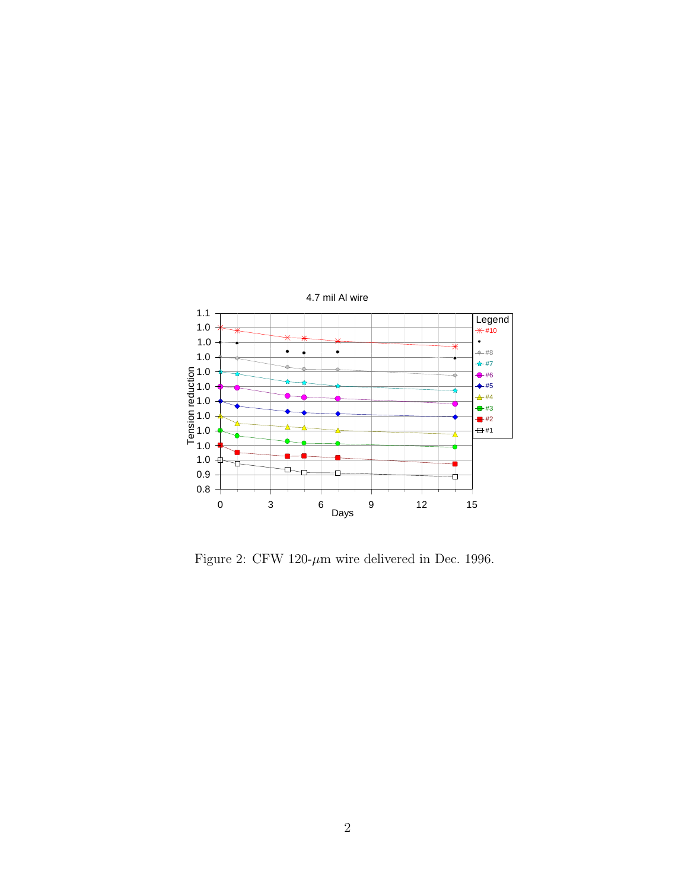4.7 mil Al wire

Figure 2: CFW 120-$\mu$m wire delivered in Dec. 1996.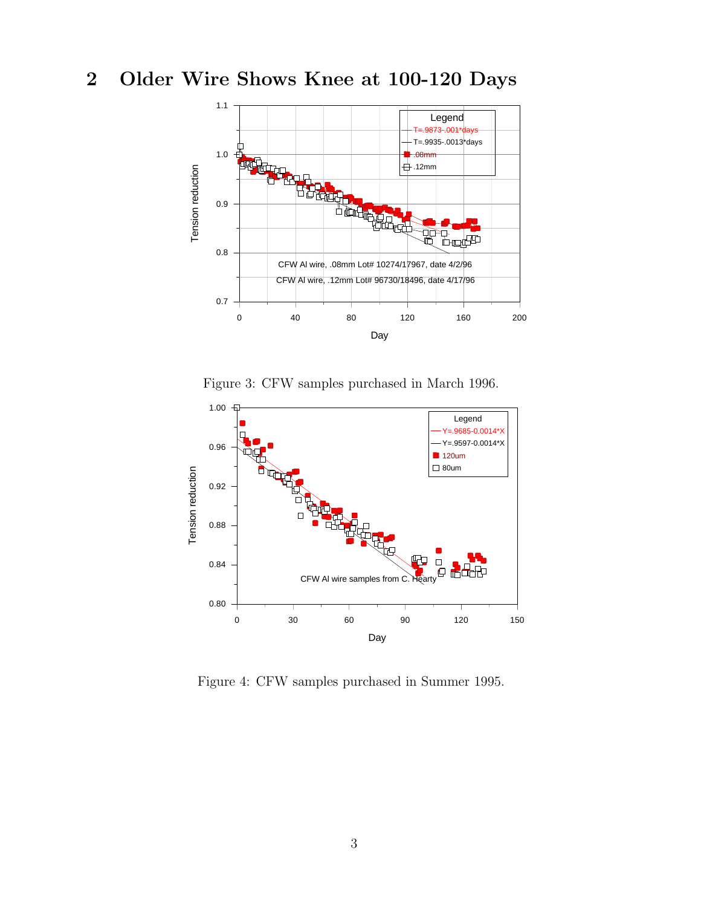## 2 Older Wire Shows Knee at 100-120 Days

Figure 3: CFW samples purchased in March 1996.

Figure 4: CFW samples purchased in Summer 1995.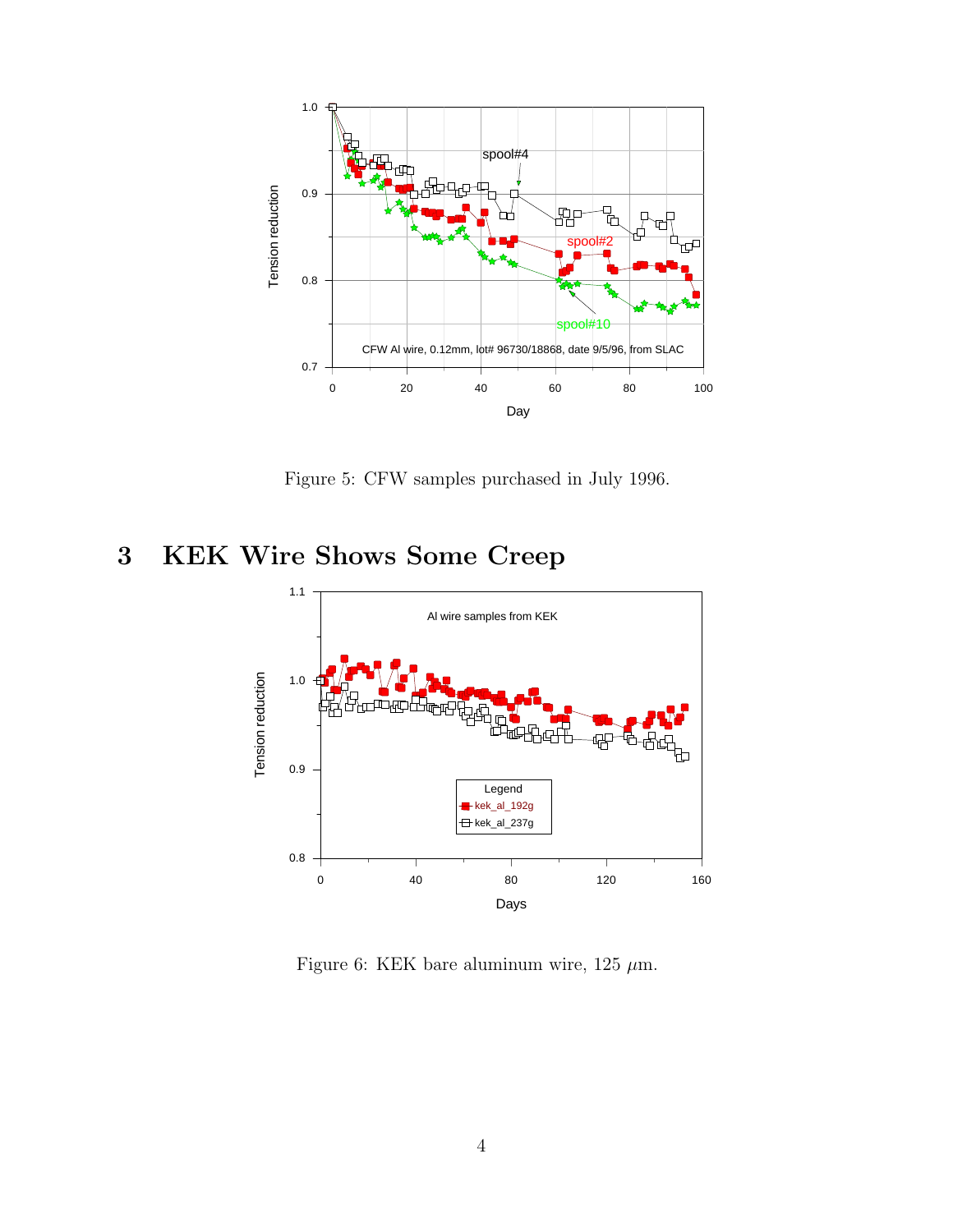Tension reduction

1.0

0.9

0.8

0.7

0

20

40

60

80

100

Day

spool#4

spool#2

spool#10

CFW Al wire, 0.12mm, lot# 96730/18868, date 9/5/96, from SLAC

Figure 5: CFW samples purchased in July 1996.

## 3 KEK Wire Shows Some Creep

Al wire samples from KEK

Tension reduction

1.1

1.0

0.9

0.8

0

40

80

120

160

Days

Legend

kek_al_192g

kek_al_237g

Figure 6: KEK bare aluminum wire, 125 $\mu$m.